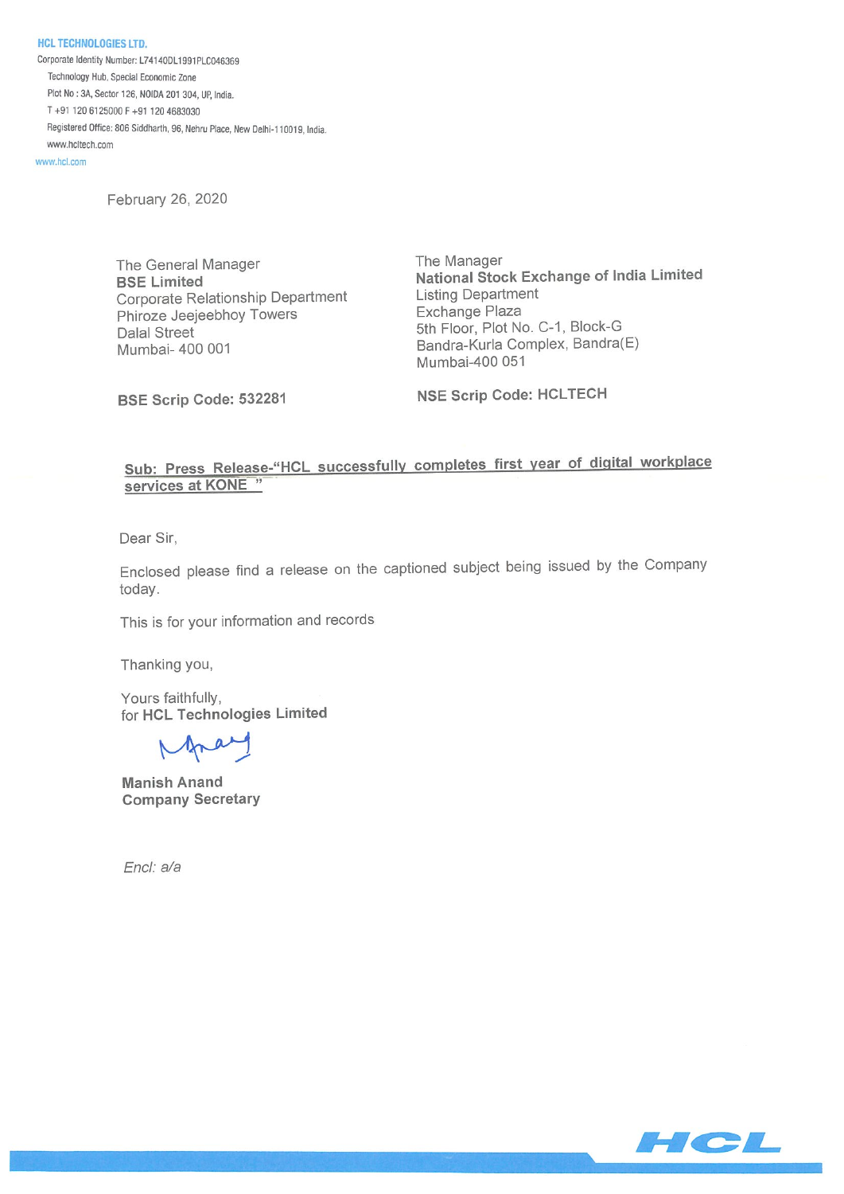**HCL TECHNOLOGIES LTD.**

Corporate Identity Number: L74140DL1991PLC046369

Technology Hub, Special Economic Zone

Plot No : 3A, Sector 126, NOIDA 201 304, UP, India.

T +91 120 6125000 F +91 120 4683030

Registered Office: 806 Siddharth, 96, Nehru Place, New Delhi-110019, India.

www.hcltech.com

www.hcl.com

February 26, 2020

The General Manager
**BSE Limited**
Corporate Relationship Department
Phiroze Jeejeebhoy Towers
Dalal Street
Mumbai- 400 001

**BSE Scrip Code: 532281**

The Manager
**National Stock Exchange of India Limited**
Listing Department
Exchange Plaza
5th Floor, Plot No. C-1, Block-G
Bandra-Kurla Complex, Bandra(E)
Mumbai-400 051

**NSE Scrip Code: HCLTECH**

**Sub: Press Release-"HCL successfully completes first year of digital workplace services at KONE "**

Dear Sir,

Enclosed please find a release on the captioned subject being issued by the Company today.

This is for your information and records

Thanking you,

Yours faithfully,
for **HCL Technologies Limited**

**Manish Anand**
**Company Secretary**

*Encl: a/a*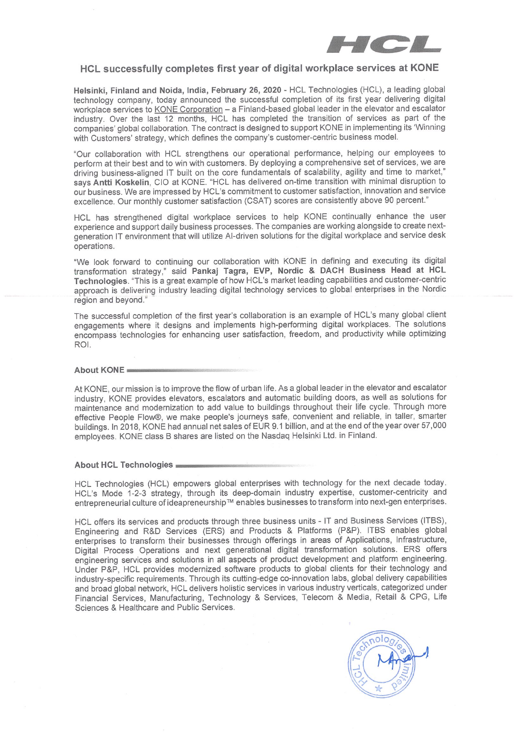## HCL successfully completes first year of digital workplace services at KONE

**Helsinki, Finland and Noida, India, February 26, 2020** - HCL Technologies (HCL), a leading global technology company, today announced the successful completion of its first year delivering digital workplace services to KONE Corporation – a Finland-based global leader in the elevator and escalator industry. Over the last 12 months, HCL has completed the transition of services as part of the companies' global collaboration. The contract is designed to support KONE in implementing its 'Winning with Customers' strategy, which defines the company's customer-centric business model.

"Our collaboration with HCL strengthens our operational performance, helping our employees to perform at their best and to win with customers. By deploying a comprehensive set of services, we are driving business-aligned IT built on the core fundamentals of scalability, agility and time to market," says **Antti Koskelin**, CIO at KONE. "HCL has delivered on-time transition with minimal disruption to our business. We are impressed by HCL's commitment to customer satisfaction, innovation and service excellence. Our monthly customer satisfaction (CSAT) scores are consistently above 90 percent."

HCL has strengthened digital workplace services to help KONE continually enhance the user experience and support daily business processes. The companies are working alongside to create next-generation IT environment that will utilize AI-driven solutions for the digital workplace and service desk operations.

"We look forward to continuing our collaboration with KONE in defining and executing its digital transformation strategy," said **Pankaj Tagra, EVP, Nordic & DACH Business Head at HCL Technologies**. "This is a great example of how HCL's market leading capabilities and customer-centric approach is delivering industry leading digital technology services to global enterprises in the Nordic region and beyond."

The successful completion of the first year's collaboration is an example of HCL's many global client engagements where it designs and implements high-performing digital workplaces. The solutions encompass technologies for enhancing user satisfaction, freedom, and productivity while optimizing ROI.

### About KONE

At KONE, our mission is to improve the flow of urban life. As a global leader in the elevator and escalator industry, KONE provides elevators, escalators and automatic building doors, as well as solutions for maintenance and modernization to add value to buildings throughout their life cycle. Through more effective People Flow®, we make people's journeys safe, convenient and reliable, in taller, smarter buildings. In 2018, KONE had annual net sales of EUR 9.1 billion, and at the end of the year over 57,000 employees. KONE class B shares are listed on the Nasdaq Helsinki Ltd. in Finland.

### About HCL Technologies

HCL Technologies (HCL) empowers global enterprises with technology for the next decade today. HCL's Mode 1-2-3 strategy, through its deep-domain industry expertise, customer-centricity and entrepreneurial culture of ideapreneurship™ enables businesses to transform into next-gen enterprises.

HCL offers its services and products through three business units - IT and Business Services (ITBS), Engineering and R&D Services (ERS) and Products & Platforms (P&P). ITBS enables global enterprises to transform their businesses through offerings in areas of Applications, Infrastructure, Digital Process Operations and next generational digital transformation solutions. ERS offers engineering services and solutions in all aspects of product development and platform engineering. Under P&P, HCL provides modernized software products to global clients for their technology and industry-specific requirements. Through its cutting-edge co-innovation labs, global delivery capabilities and broad global network, HCL delivers holistic services in various industry verticals, categorized under Financial Services, Manufacturing, Technology & Services, Telecom & Media, Retail & CPG, Life Sciences & Healthcare and Public Services.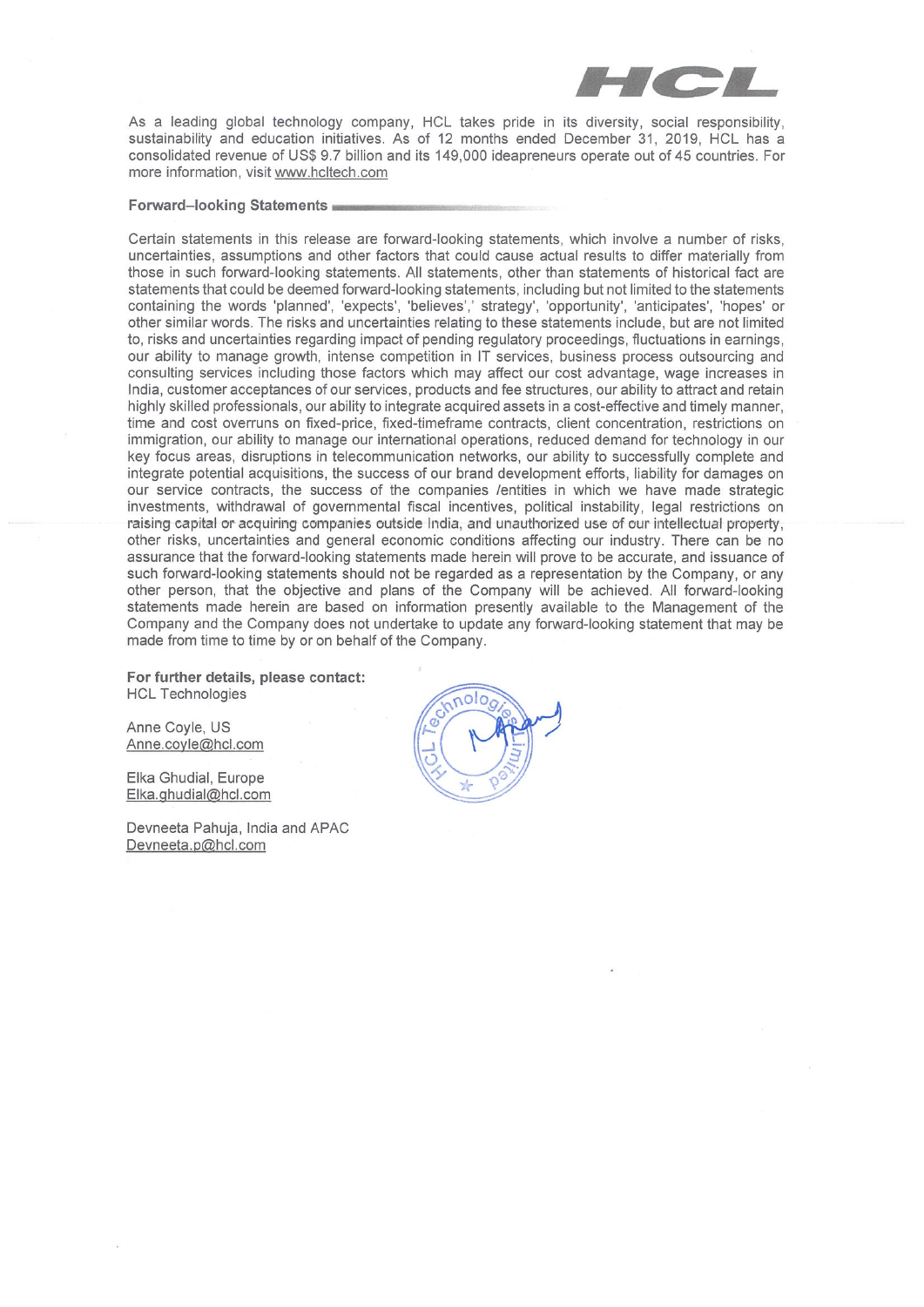As a leading global technology company, HCL takes pride in its diversity, social responsibility, sustainability and education initiatives. As of 12 months ended December 31, 2019, HCL has a consolidated revenue of US$ 9.7 billion and its 149,000 ideapreneurs operate out of 45 countries. For more information, visit www.hcltech.com

**Forward–looking Statements**

Certain statements in this release are forward-looking statements, which involve a number of risks, uncertainties, assumptions and other factors that could cause actual results to differ materially from those in such forward-looking statements. All statements, other than statements of historical fact are statements that could be deemed forward-looking statements, including but not limited to the statements containing the words 'planned', 'expects', 'believes',' strategy', 'opportunity', 'anticipates', 'hopes' or other similar words. The risks and uncertainties relating to these statements include, but are not limited to, risks and uncertainties regarding impact of pending regulatory proceedings, fluctuations in earnings, our ability to manage growth, intense competition in IT services, business process outsourcing and consulting services including those factors which may affect our cost advantage, wage increases in India, customer acceptances of our services, products and fee structures, our ability to attract and retain highly skilled professionals, our ability to integrate acquired assets in a cost-effective and timely manner, time and cost overruns on fixed-price, fixed-timeframe contracts, client concentration, restrictions on immigration, our ability to manage our international operations, reduced demand for technology in our key focus areas, disruptions in telecommunication networks, our ability to successfully complete and integrate potential acquisitions, the success of our brand development efforts, liability for damages on our service contracts, the success of the companies /entities in which we have made strategic investments, withdrawal of governmental fiscal incentives, political instability, legal restrictions on raising capital or acquiring companies outside India, and unauthorized use of our intellectual property, other risks, uncertainties and general economic conditions affecting our industry. There can be no assurance that the forward-looking statements made herein will prove to be accurate, and issuance of such forward-looking statements should not be regarded as a representation by the Company, or any other person, that the objective and plans of the Company will be achieved. All forward-looking statements made herein are based on information presently available to the Management of the Company and the Company does not undertake to update any forward-looking statement that may be made from time to time by or on behalf of the Company.

**For further details, please contact:**
HCL Technologies

Anne Coyle, US
Anne.coyle@hcl.com

Elka Ghudial, Europe
Elka.ghudial@hcl.com

Devneeta Pahuja, India and APAC
Devneeta.p@hcl.com